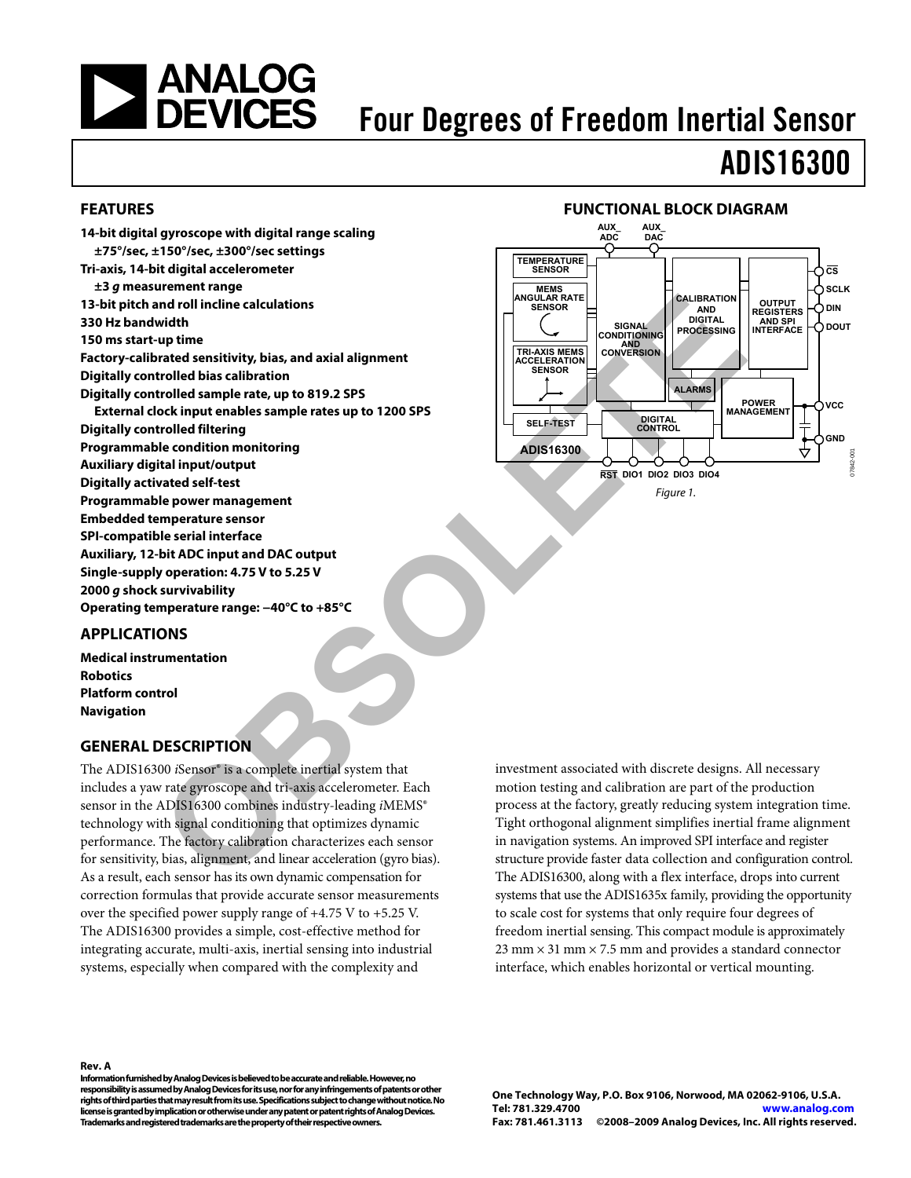# Four Degrees of Freedom Inertial Sensor

# ADIS16300

## FEATURES

**14-bit digital gyroscope with digital range scaling**
**±75°/sec, ±150°/sec, ±300°/sec settings**
**Tri-axis, 14-bit digital accelerometer**
**±3 *g* measurement range**
**13-bit pitch and roll incline calculations**
**330 Hz bandwidth**
**150 ms start-up time**
**Factory-calibrated sensitivity, bias, and axial alignment**
**Digitally controlled bias calibration**
**Digitally controlled sample rate, up to 819.2 SPS**
**External clock input enables sample rates up to 1200 SPS**
**Digitally controlled filtering**
**Programmable condition monitoring**
**Auxiliary digital input/output**
**Digitally activated self-test**
**Programmable power management**
**Embedded temperature sensor**
**SPI-compatible serial interface**
**Auxiliary, 12-bit ADC input and DAC output**
**Single-supply operation: 4.75 V to 5.25 V**
**2000 *g* shock survivability**
**Operating temperature range: −40°C to +85°C**

## APPLICATIONS

**Medical instrumentation**
**Robotics**
**Platform control**
**Navigation**

## FUNCTIONAL BLOCK DIAGRAM

Figure 1.

## GENERAL DESCRIPTION

The ADIS16300 *i*Sensor® is a complete inertial system that includes a yaw rate gyroscope and tri-axis accelerometer. Each sensor in the ADIS16300 combines industry-leading *i*MEMS® technology with signal conditioning that optimizes dynamic performance. The factory calibration characterizes each sensor for sensitivity, bias, alignment, and linear acceleration (gyro bias). As a result, each sensor has its own dynamic compensation for correction formulas that provide accurate sensor measurements over the specified power supply range of +4.75 V to +5.25 V. The ADIS16300 provides a simple, cost-effective method for integrating accurate, multi-axis, inertial sensing into industrial systems, especially when compared with the complexity and investment associated with discrete designs. All necessary motion testing and calibration are part of the production process at the factory, greatly reducing system integration time. Tight orthogonal alignment simplifies inertial frame alignment in navigation systems. An improved SPI interface and register structure provide faster data collection and configuration control. The ADIS16300, along with a flex interface, drops into current systems that use the ADIS1635x family, providing the opportunity to scale cost for systems that only require four degrees of freedom inertial sensing. This compact module is approximately 23 mm × 31 mm × 7.5 mm and provides a standard connector interface, which enables horizontal or vertical mounting.

**Rev. A**
**Information furnished by Analog Devices is believed to be accurate and reliable. However, no responsibility is assumed by Analog Devices for its use, nor for any infringements of patents or other rights of third parties that may result from its use. Specifications subject to change without notice. No license is granted by implication or otherwise under any patent or patent rights of Analog Devices. Trademarks and registered trademarks are the property of their respective owners.**

**One Technology Way, P.O. Box 9106, Norwood, MA 02062-9106, U.S.A.**
**Tel: 781.329.4700 www.analog.com**
**Fax: 781.461.3113 ©2008–2009 Analog Devices, Inc. All rights reserved.**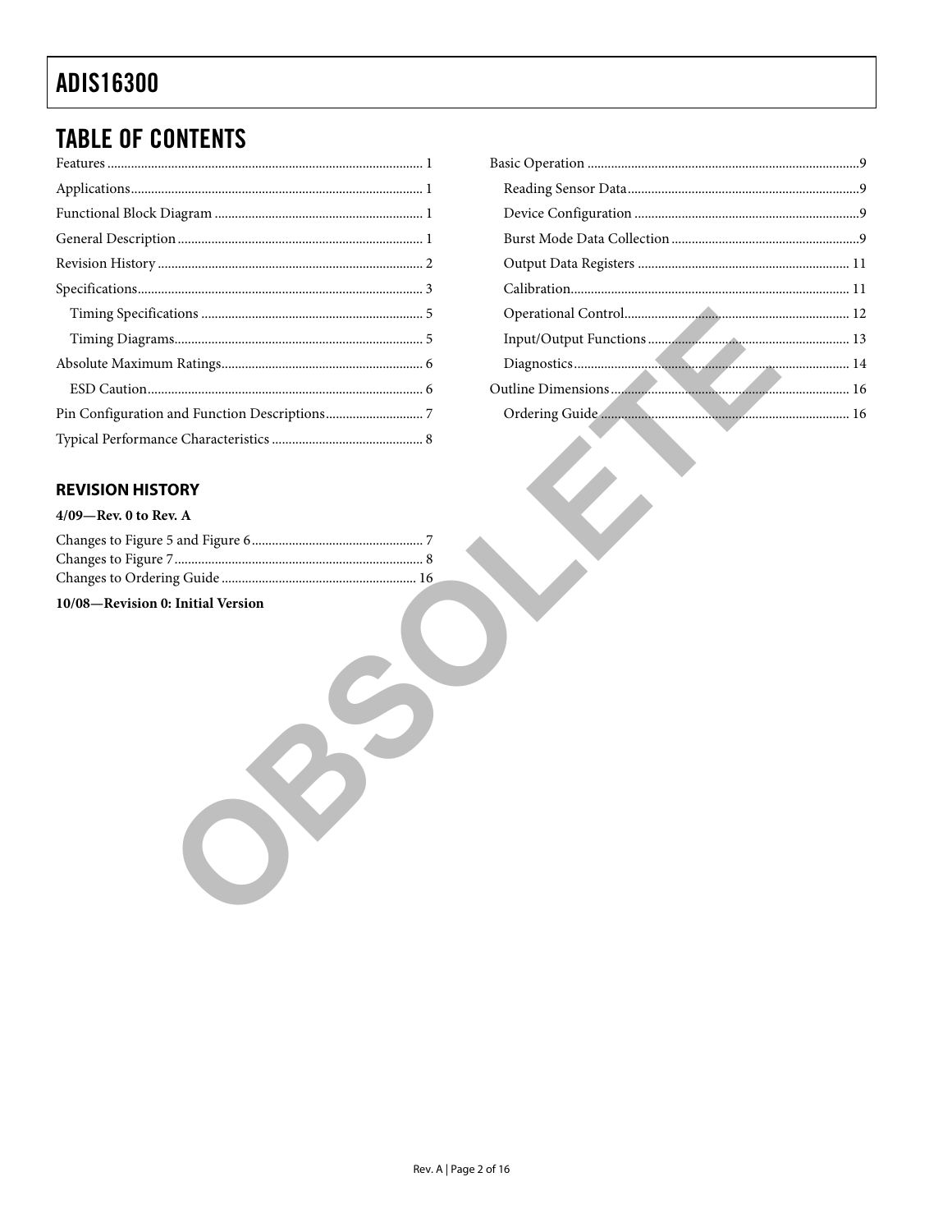## TABLE OF CONTENTS

Features ............................................................ 1
Applications ............................................................ 1
Functional Block Diagram ............................................................ 1
General Description ............................................................ 1
Revision History ............................................................ 2
Specifications ............................................................ 3
  Timing Specifications ............................................................ 5
  Timing Diagrams ............................................................ 5
Absolute Maximum Ratings ............................................................ 6
  ESD Caution ............................................................ 6
Pin Configuration and Function Descriptions ............................................................ 7
Typical Performance Characteristics ............................................................ 8
Basic Operation ............................................................ 9
  Reading Sensor Data ............................................................ 9
  Device Configuration ............................................................ 9
  Burst Mode Data Collection ............................................................ 9
  Output Data Registers ............................................................ 11
  Calibration ............................................................ 11
  Operational Control ............................................................ 12
  Input/Output Functions ............................................................ 13
  Diagnostics ............................................................ 14
Outline Dimensions ............................................................ 16
  Ordering Guide ............................................................ 16

### REVISION HISTORY

**4/09—Rev. 0 to Rev. A**

Changes to Figure 5 and Figure 6 ............................................................ 7
Changes to Figure 7 ............................................................ 8
Changes to Ordering Guide ............................................................ 16

**10/08—Revision 0: Initial Version**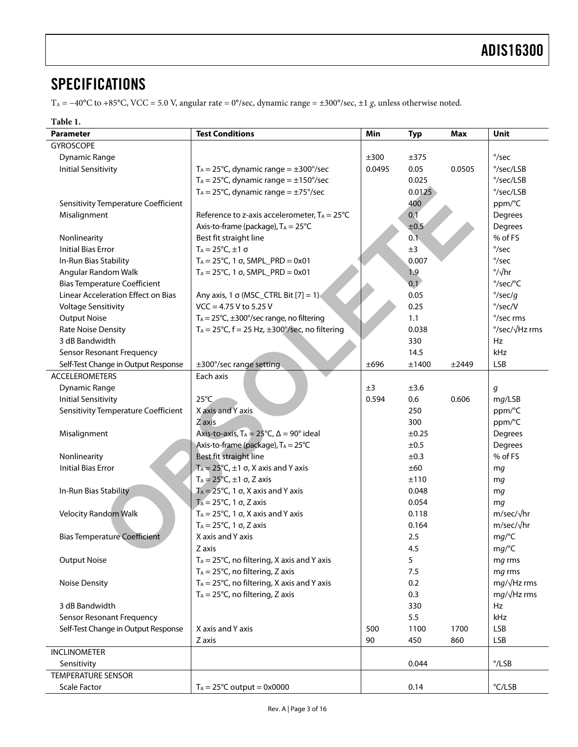# SPECIFICATIONS

$T_A$ = −40°C to +85°C, VCC = 5.0 V, angular rate = 0°/sec, dynamic range = ±300°/sec, ±1 *g*, unless otherwise noted.

**Table 1.**

| Parameter | Test Conditions | Min | Typ | Max | Unit |
|---|---|---|---|---|---|
| GYROSCOPE | | | | | |
| Dynamic Range | | ±300 | ±375 | | °/sec |
| Initial Sensitivity | $T_A$ = 25°C, dynamic range = ±300°/sec | 0.0495 | 0.05 | 0.0505 | °/sec/LSB |
| | $T_A$ = 25°C, dynamic range = ±150°/sec | | 0.025 | | °/sec/LSB |
| | $T_A$ = 25°C, dynamic range = ±75°/sec | | 0.0125 | | °/sec/LSB |
| Sensitivity Temperature Coefficient | | | 400 | | ppm/°C |
| Misalignment | Reference to z-axis accelerometer, $T_A$ = 25°C | | 0.1 | | Degrees |
| | Axis-to-frame (package), $T_A$ = 25°C | | ±0.5 | | Degrees |
| Nonlinearity | Best fit straight line | | 0.1 | | % of FS |
| Initial Bias Error | $T_A$ = 25°C, ±1 σ | | ±3 | | °/sec |
| In-Run Bias Stability | $T_A$ = 25°C, 1 σ, SMPL_PRD = 0x01 | | 0.007 | | °/sec |
| Angular Random Walk | $T_A$ = 25°C, 1 σ, SMPL_PRD = 0x01 | | 1.9 | | °/√hr |
| Bias Temperature Coefficient | | | 0.1 | | °/sec/°C |
| Linear Acceleration Effect on Bias | Any axis, 1 σ (MSC_CTRL Bit [7] = 1) | | 0.05 | | °/sec/*g* |
| Voltage Sensitivity | VCC = 4.75 V to 5.25 V | | 0.25 | | °/sec/V |
| Output Noise | $T_A$ = 25°C, ±300°/sec range, no filtering | | 1.1 | | °/sec rms |
| Rate Noise Density | $T_A$ = 25°C, f = 25 Hz, ±300°/sec, no filtering | | 0.038 | | °/sec/√Hz rms |
| 3 dB Bandwidth | | | 330 | | Hz |
| Sensor Resonant Frequency | | | 14.5 | | kHz |
| Self-Test Change in Output Response | ±300°/sec range setting | ±696 | ±1400 | ±2449 | LSB |
| ACCELEROMETERS | Each axis | | | | |
| Dynamic Range | | ±3 | ±3.6 | | *g* |
| Initial Sensitivity | 25°C | 0.594 | 0.6 | 0.606 | m*g*/LSB |
| Sensitivity Temperature Coefficient | X axis and Y axis | | 250 | | ppm/°C |
| | Z axis | | 300 | | ppm/°C |
| Misalignment | Axis-to-axis, $T_A$ = 25°C, Δ = 90° ideal | | ±0.25 | | Degrees |
| | Axis-to-frame (package), $T_A$ = 25°C | | ±0.5 | | Degrees |
| Nonlinearity | Best fit straight line | | ±0.3 | | % of FS |
| Initial Bias Error | $T_A$ = 25°C, ±1 σ, X axis and Y axis | | ±60 | | m*g* |
| | $T_A$ = 25°C, ±1 σ, Z axis | | ±110 | | m*g* |
| In-Run Bias Stability | $T_A$ = 25°C, 1 σ, X axis and Y axis | | 0.048 | | m*g* |
| | $T_A$ = 25°C, 1 σ, Z axis | | 0.054 | | m*g* |
| Velocity Random Walk | $T_A$ = 25°C, 1 σ, X axis and Y axis | | 0.118 | | m/sec/√hr |
| | $T_A$ = 25°C, 1 σ, Z axis | | 0.164 | | m/sec/√hr |
| Bias Temperature Coefficient | X axis and Y axis | | 2.5 | | m*g*/°C |
| | Z axis | | 4.5 | | m*g*/°C |
| Output Noise | $T_A$ = 25°C, no filtering, X axis and Y axis | | 5 | | m*g* rms |
| | $T_A$ = 25°C, no filtering, Z axis | | 7.5 | | m*g* rms |
| Noise Density | $T_A$ = 25°C, no filtering, X axis and Y axis | | 0.2 | | m*g*/√Hz rms |
| | $T_A$ = 25°C, no filtering, Z axis | | 0.3 | | m*g*/√Hz rms |
| 3 dB Bandwidth | | | 330 | | Hz |
| Sensor Resonant Frequency | | | 5.5 | | kHz |
| Self-Test Change in Output Response | X axis and Y axis | 500 | 1100 | 1700 | LSB |
| | Z axis | 90 | 450 | 860 | LSB |
| INCLINOMETER | | | | | |
| Sensitivity | | | 0.044 | | °/LSB |
| TEMPERATURE SENSOR | | | | | |
| Scale Factor | $T_A$ = 25°C output = 0x0000 | | 0.14 | | °C/LSB |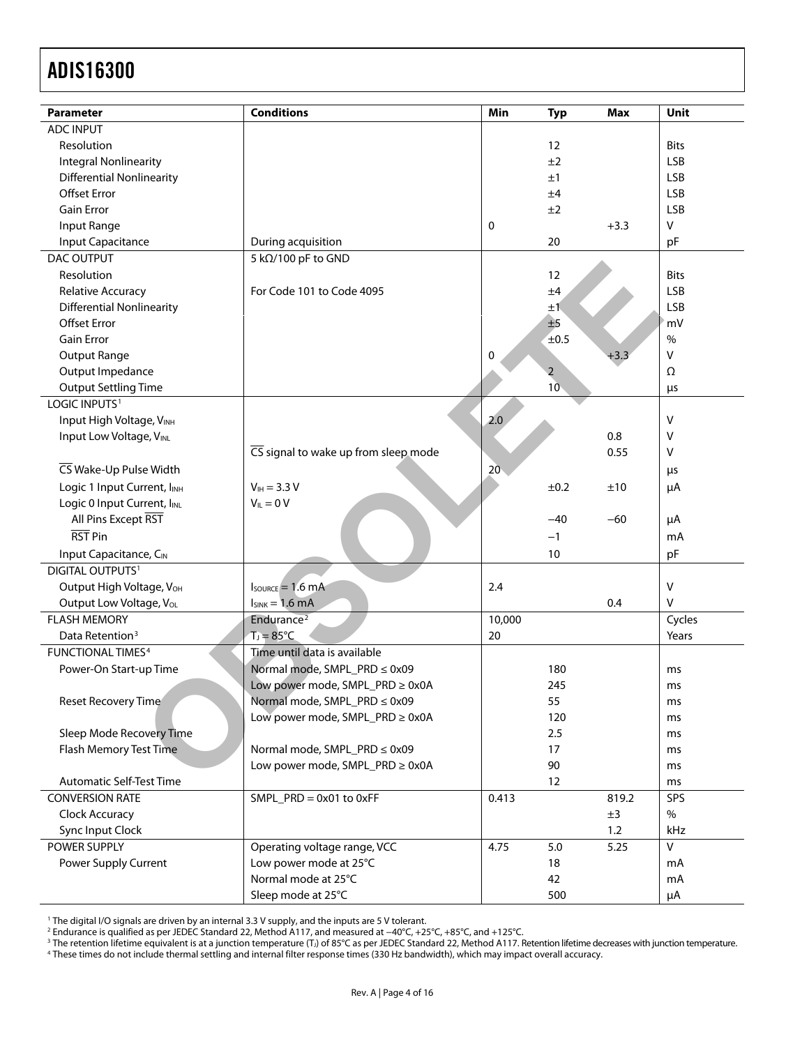| Parameter | Conditions | Min | Typ | Max | Unit |
|---|---|---|---|---|---|
| ADC INPUT | | | | | |
| Resolution | | | 12 | | Bits |
| Integral Nonlinearity | | | ±2 | | LSB |
| Differential Nonlinearity | | | ±1 | | LSB |
| Offset Error | | | ±4 | | LSB |
| Gain Error | | | ±2 | | LSB |
| Input Range | | 0 | | +3.3 | V |
| Input Capacitance | During acquisition | | 20 | | pF |
| DAC OUTPUT | 5 kΩ/100 pF to GND | | | | |
| Resolution | | | 12 | | Bits |
| Relative Accuracy | For Code 101 to Code 4095 | | ±4 | | LSB |
| Differential Nonlinearity | | | ±1 | | LSB |
| Offset Error | | | ±5 | | mV |
| Gain Error | | | ±0.5 | | % |
| Output Range | | 0 | | +3.3 | V |
| Output Impedance | | | 2 | | Ω |
| Output Settling Time | | | 10 | | μs |
| LOGIC INPUTS[1] | | | | | |
| Input High Voltage, $V_{INH}$ | | 2.0 | | | V |
| Input Low Voltage, $V_{INL}$ | | | | 0.8 | V |
| | $\overline{CS}$ signal to wake up from sleep mode | | | 0.55 | V |
| $\overline{CS}$ Wake-Up Pulse Width | | 20 | | | μs |
| Logic 1 Input Current, $I_{INH}$ | $V_{IH}$ = 3.3 V | | ±0.2 | ±10 | μA |
| Logic 0 Input Current, $I_{INL}$ | $V_{IL}$ = 0 V | | | | |
| All Pins Except $\overline{RST}$ | | | −40 | −60 | μA |
| $\overline{RST}$ Pin | | | −1 | | mA |
| Input Capacitance, $C_{IN}$ | | | 10 | | pF |
| DIGITAL OUTPUTS[1] | | | | | |
| Output High Voltage, $V_{OH}$ | $I_{SOURCE}$ = 1.6 mA | 2.4 | | | V |
| Output Low Voltage, $V_{OL}$ | $I_{SINK}$ = 1.6 mA | | | 0.4 | V |
| FLASH MEMORY | Endurance[2] | 10,000 | | | Cycles |
| Data Retention[3] | $T_J$ = 85°C | 20 | | | Years |
| FUNCTIONAL TIMES[4] | Time until data is available | | | | |
| Power-On Start-up Time | Normal mode, SMPL_PRD ≤ 0x09 | | 180 | | ms |
| | Low power mode, SMPL_PRD ≥ 0x0A | | 245 | | ms |
| Reset Recovery Time | Normal mode, SMPL_PRD ≤ 0x09 | | 55 | | ms |
| | Low power mode, SMPL_PRD ≥ 0x0A | | 120 | | ms |
| Sleep Mode Recovery Time | | | 2.5 | | ms |
| Flash Memory Test Time | Normal mode, SMPL_PRD ≤ 0x09 | | 17 | | ms |
| | Low power mode, SMPL_PRD ≥ 0x0A | | 90 | | ms |
| Automatic Self-Test Time | | | 12 | | ms |
| CONVERSION RATE | SMPL_PRD = 0x01 to 0xFF | 0.413 | | 819.2 | SPS |
| Clock Accuracy | | | | ±3 | % |
| Sync Input Clock | | | | 1.2 | kHz |
| POWER SUPPLY | Operating voltage range, VCC | 4.75 | 5.0 | 5.25 | V |
| Power Supply Current | Low power mode at 25°C | | 18 | | mA |
| | Normal mode at 25°C | | 42 | | mA |
| | Sleep mode at 25°C | | 500 | | μA |

[1] The digital I/O signals are driven by an internal 3.3 V supply, and the inputs are 5 V tolerant.
[2] Endurance is qualified as per JEDEC Standard 22, Method A117, and measured at −40°C, +25°C, +85°C, and +125°C.
[3] The retention lifetime equivalent is at a junction temperature ($T_J$) of 85°C as per JEDEC Standard 22, Method A117. Retention lifetime decreases with junction temperature.
[4] These times do not include thermal settling and internal filter response times (330 Hz bandwidth), which may impact overall accuracy.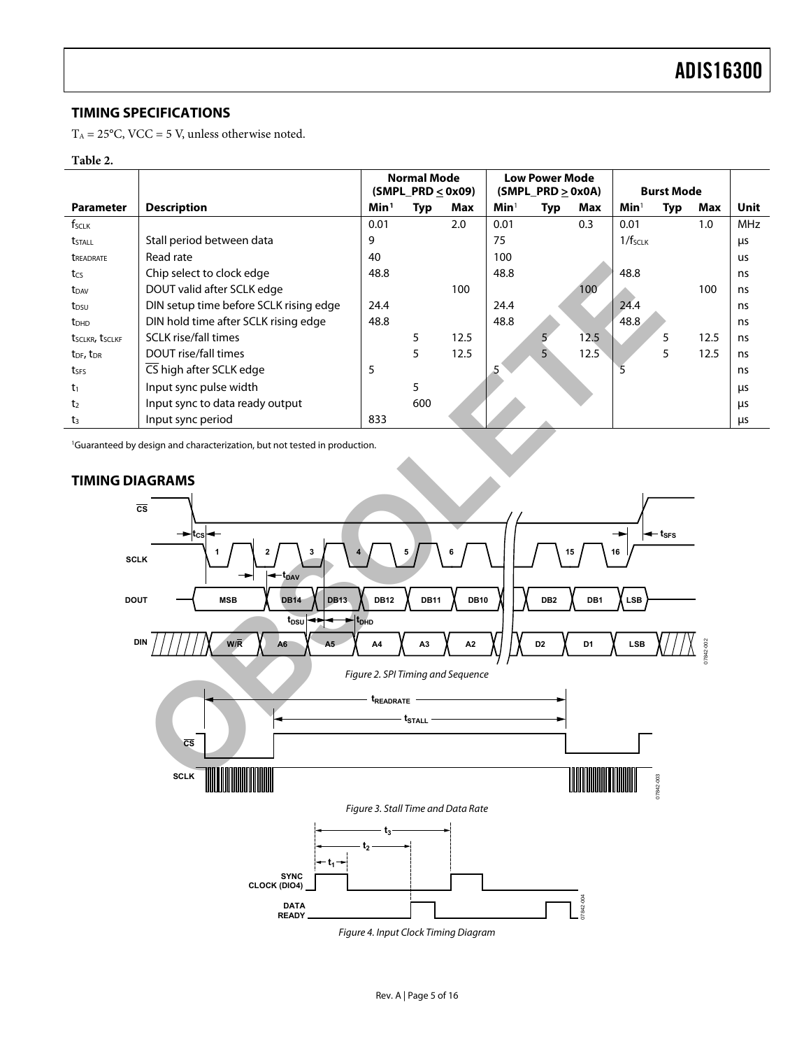## TIMING SPECIFICATIONS

$T_A = 25°C$, VCC = 5 V, unless otherwise noted.

**Table 2.**

| | | Normal Mode (SMPL_PRD ≤ 0x09) | | | Low Power Mode (SMPL_PRD ≥ 0x0A) | | | Burst Mode | | | |
|---|---|---|---|---|---|---|---|---|---|---|---|
| **Parameter** | **Description** | **Min**[1] | **Typ** | **Max** | **Min**[1] | **Typ** | **Max** | **Min**[1] | **Typ** | **Max** | **Unit** |
| $f_{SCLK}$ | | 0.01 | | 2.0 | 0.01 | | 0.3 | 0.01 | | 1.0 | MHz |
| $t_{STALL}$ | Stall period between data | 9 | | | 75 | | | $1/f_{SCLK}$ | | | μs |
| $t_{READRATE}$ | Read rate | 40 | | | 100 | | | | | | us |
| $t_{CS}$ | Chip select to clock edge | 48.8 | | | 48.8 | | | 48.8 | | | ns |
| $t_{DAV}$ | DOUT valid after SCLK edge | | | 100 | | | 100 | | | 100 | ns |
| $t_{DSU}$ | DIN setup time before SCLK rising edge | 24.4 | | | 24.4 | | | 24.4 | | | ns |
| $t_{DHD}$ | DIN hold time after SCLK rising edge | 48.8 | | | 48.8 | | | 48.8 | | | ns |
| $t_{SCLKR}$, $t_{SCLKF}$ | SCLK rise/fall times | | 5 | 12.5 | | 5 | 12.5 | | 5 | 12.5 | ns |
| $t_{DF}$, $t_{DR}$ | DOUT rise/fall times | | 5 | 12.5 | | 5 | 12.5 | | 5 | 12.5 | ns |
| $t_{SFS}$ | $\overline{CS}$ high after SCLK edge | 5 | | | 5 | | | 5 | | | ns |
| $t_1$ | Input sync pulse width | | 5 | | | | | | | | μs |
| $t_2$ | Input sync to data ready output | | 600 | | | | | | | | μs |
| $t_3$ | Input sync period | 833 | | | | | | | | | μs |

[1]Guaranteed by design and characterization, but not tested in production.

## TIMING DIAGRAMS

*Figure 2. SPI Timing and Sequence*

*Figure 3. Stall Time and Data Rate*

*Figure 4. Input Clock Timing Diagram*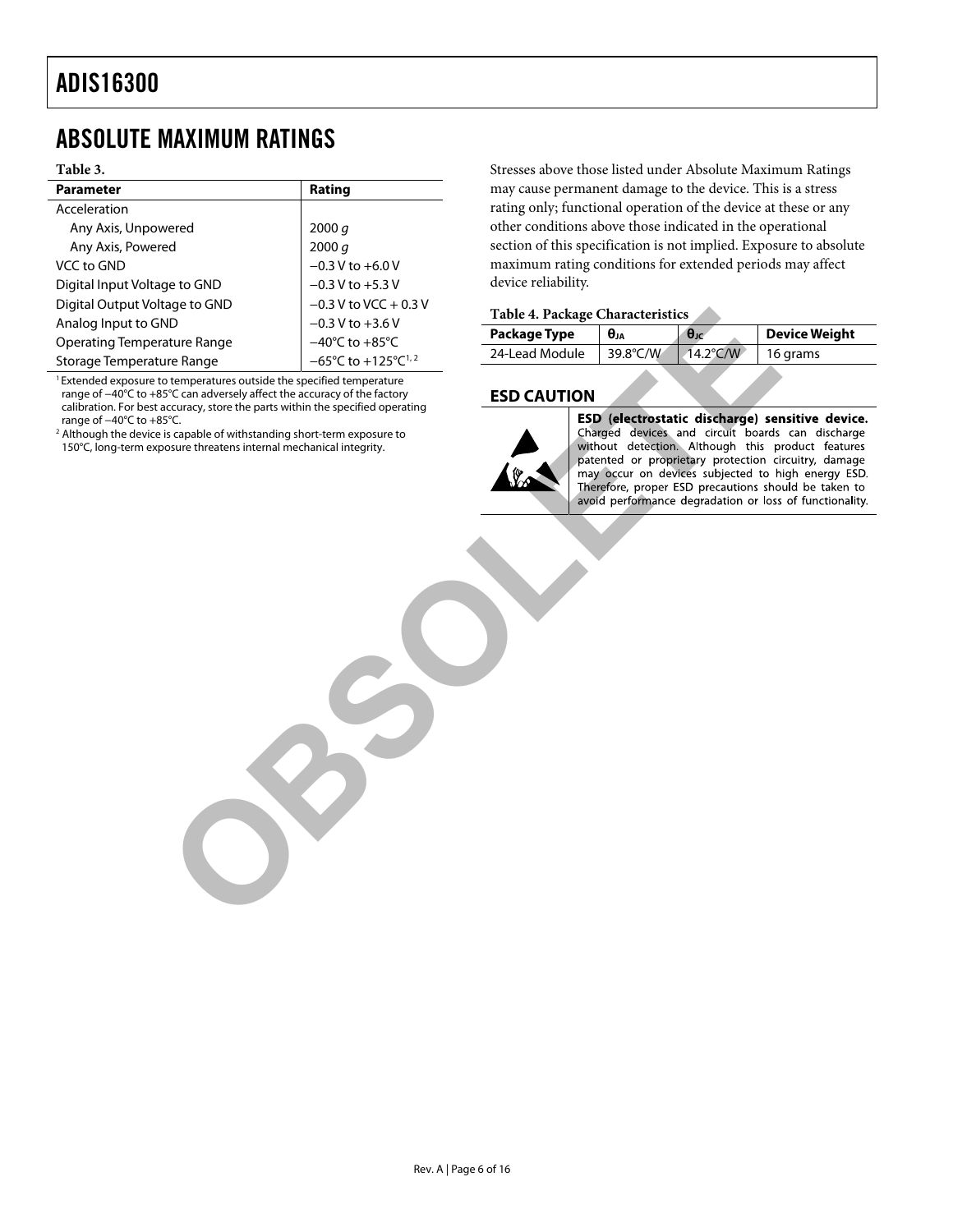## ABSOLUTE MAXIMUM RATINGS

**Table 3.**

| Parameter | Rating |
|---|---|
| Acceleration | |
| Any Axis, Unpowered | 2000 *g* |
| Any Axis, Powered | 2000 *g* |
| VCC to GND | −0.3 V to +6.0 V |
| Digital Input Voltage to GND | −0.3 V to +5.3 V |
| Digital Output Voltage to GND | −0.3 V to VCC + 0.3 V |
| Analog Input to GND | −0.3 V to +3.6 V |
| Operating Temperature Range | −40°C to +85°C |
| Storage Temperature Range | −65°C to +125°C[1, 2] |

[1] Extended exposure to temperatures outside the specified temperature range of −40°C to +85°C can adversely affect the accuracy of the factory calibration. For best accuracy, store the parts within the specified operating range of −40°C to +85°C.

[2] Although the device is capable of withstanding short-term exposure to 150°C, long-term exposure threatens internal mechanical integrity.

Stresses above those listed under Absolute Maximum Ratings may cause permanent damage to the device. This is a stress rating only; functional operation of the device at these or any other conditions above those indicated in the operational section of this specification is not implied. Exposure to absolute maximum rating conditions for extended periods may affect device reliability.

**Table 4. Package Characteristics**

| Package Type | $\theta_{JA}$ | $\theta_{JC}$ | Device Weight |
|---|---|---|---|
| 24-Lead Module | 39.8°C/W | 14.2°C/W | 16 grams |

### ESD CAUTION

**ESD (electrostatic discharge) sensitive device.** Charged devices and circuit boards can discharge without detection. Although this product features patented or proprietary protection circuitry, damage may occur on devices subjected to high energy ESD. Therefore, proper ESD precautions should be taken to avoid performance degradation or loss of functionality.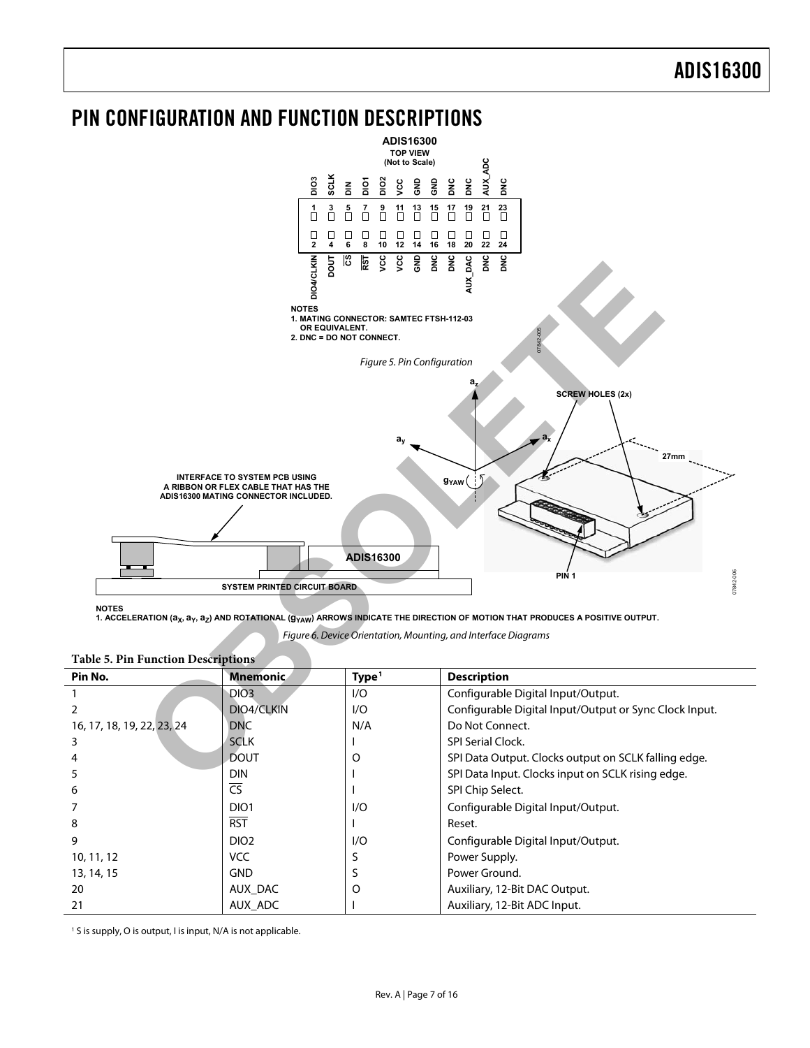# PIN CONFIGURATION AND FUNCTION DESCRIPTIONS

NOTES
1. MATING CONNECTOR: SAMTEC FTSH-112-03 OR EQUIVALENT.
2. DNC = DO NOT CONNECT.

Figure 5. Pin Configuration

NOTES
1. ACCELERATION ($a_X$, $a_Y$, $a_Z$) AND ROTATIONAL ($g_{YAW}$) ARROWS INDICATE THE DIRECTION OF MOTION THAT PRODUCES A POSITIVE OUTPUT.

Figure 6. Device Orientation, Mounting, and Interface Diagrams

**Table 5. Pin Function Descriptions**

| Pin No. | Mnemonic | Type[1] | Description |
|---|---|---|---|
| 1 | DIO3 | I/O | Configurable Digital Input/Output. |
| 2 | DIO4/CLKIN | I/O | Configurable Digital Input/Output or Sync Clock Input. |
| 16, 17, 18, 19, 22, 23, 24 | DNC | N/A | Do Not Connect. |
| 3 | SCLK | I | SPI Serial Clock. |
| 4 | DOUT | O | SPI Data Output. Clocks output on SCLK falling edge. |
| 5 | DIN | I | SPI Data Input. Clocks input on SCLK rising edge. |
| 6 | $\overline{CS}$ | I | SPI Chip Select. |
| 7 | DIO1 | I/O | Configurable Digital Input/Output. |
| 8 | $\overline{RST}$ | I | Reset. |
| 9 | DIO2 | I/O | Configurable Digital Input/Output. |
| 10, 11, 12 | VCC | S | Power Supply. |
| 13, 14, 15 | GND | S | Power Ground. |
| 20 | AUX_DAC | O | Auxiliary, 12-Bit DAC Output. |
| 21 | AUX_ADC | I | Auxiliary, 12-Bit ADC Input. |

[1] S is supply, O is output, I is input, N/A is not applicable.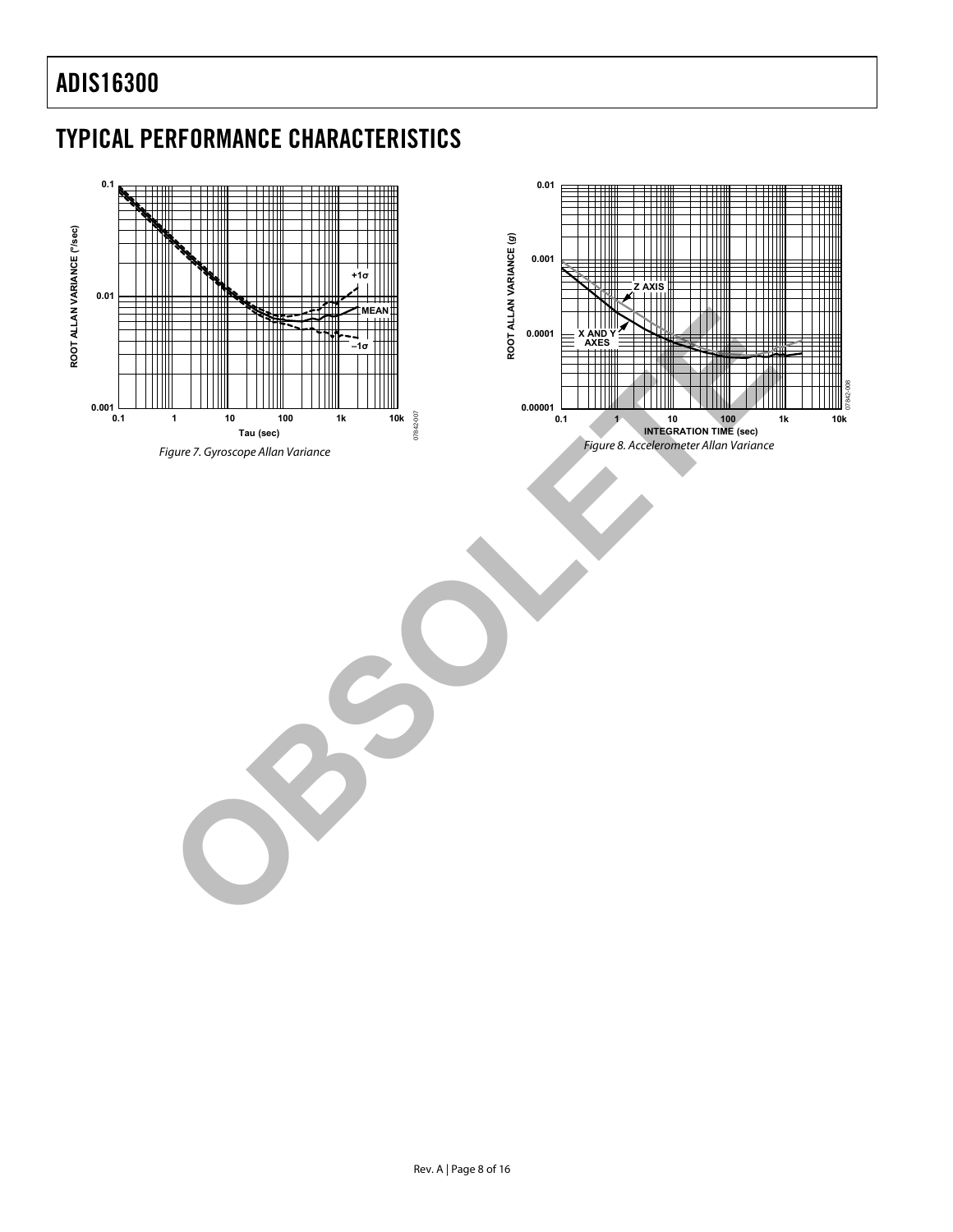## TYPICAL PERFORMANCE CHARACTERISTICS

Figure 7. Gyroscope Allan Variance

Figure 8. Accelerometer Allan Variance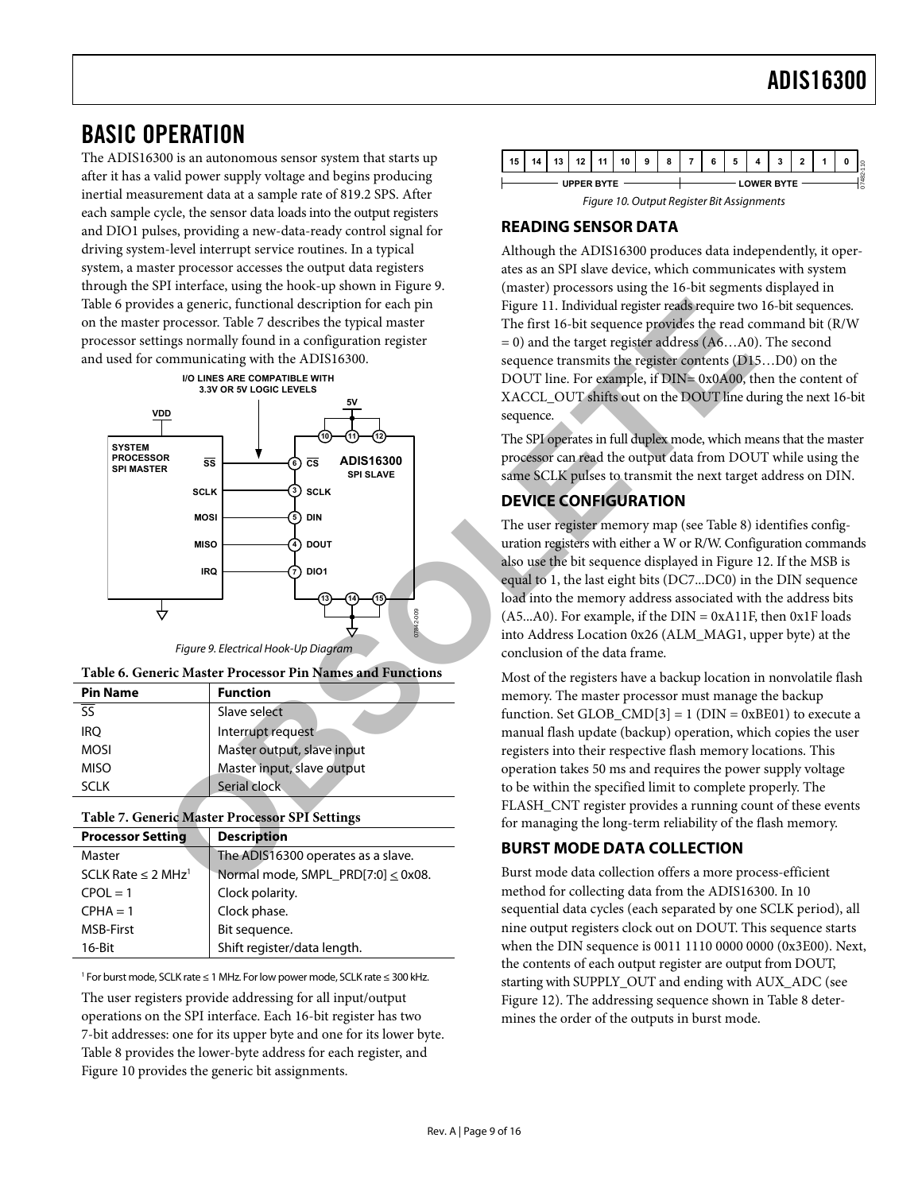# BASIC OPERATION

The ADIS16300 is an autonomous sensor system that starts up after it has a valid power supply voltage and begins producing inertial measurement data at a sample rate of 819.2 SPS. After each sample cycle, the sensor data loads into the output registers and DIO1 pulses, providing a new-data-ready control signal for driving system-level interrupt service routines. In a typical system, a master processor accesses the output data registers through the SPI interface, using the hook-up shown in Figure 9. Table 6 provides a generic, functional description for each pin on the master processor. Table 7 describes the typical master processor settings normally found in a configuration register and used for communicating with the ADIS16300.

Figure 9. Electrical Hook-Up Diagram

**Table 6. Generic Master Processor Pin Names and Functions**

| Pin Name | Function |
| --- | --- |
| $\overline{SS}$ | Slave select |
| IRQ | Interrupt request |
| MOSI | Master output, slave input |
| MISO | Master input, slave output |
| SCLK | Serial clock |

**Table 7. Generic Master Processor SPI Settings**

| Processor Setting | Description |
| --- | --- |
| Master | The ADIS16300 operates as a slave. |
| SCLK Rate ≤ 2 MHz[1] | Normal mode, SMPL_PRD[7:0] ≤ 0x08. |
| CPOL = 1 | Clock polarity. |
| CPHA = 1 | Clock phase. |
| MSB-First | Bit sequence. |
| 16-Bit | Shift register/data length. |

[1] For burst mode, SCLK rate ≤ 1 MHz. For low power mode, SCLK rate ≤ 300 kHz.

The user registers provide addressing for all input/output operations on the SPI interface. Each 16-bit register has two 7-bit addresses: one for its upper byte and one for its lower byte. Table 8 provides the lower-byte address for each register, and Figure 10 provides the generic bit assignments.

Figure 10. Output Register Bit Assignments

## READING SENSOR DATA

Although the ADIS16300 produces data independently, it operates as an SPI slave device, which communicates with system (master) processors using the 16-bit segments displayed in Figure 11. Individual register reads require two 16-bit sequences. The first 16-bit sequence provides the read command bit (R/W = 0) and the target register address (A6…A0). The second sequence transmits the register contents (D15…D0) on the DOUT line. For example, if DIN= 0x0A00, then the content of XACCL_OUT shifts out on the DOUT line during the next 16-bit sequence.

The SPI operates in full duplex mode, which means that the master processor can read the output data from DOUT while using the same SCLK pulses to transmit the next target address on DIN.

## DEVICE CONFIGURATION

The user register memory map (see Table 8) identifies configuration registers with either a W or R/W. Configuration commands also use the bit sequence displayed in Figure 12. If the MSB is equal to 1, the last eight bits (DC7...DC0) in the DIN sequence load into the memory address associated with the address bits (A5...A0). For example, if the DIN = 0xA11F, then 0x1F loads into Address Location 0x26 (ALM_MAG1, upper byte) at the conclusion of the data frame.

Most of the registers have a backup location in nonvolatile flash memory. The master processor must manage the backup function. Set GLOB_CMD[3] = 1 (DIN = 0xBE01) to execute a manual flash update (backup) operation, which copies the user registers into their respective flash memory locations. This operation takes 50 ms and requires the power supply voltage to be within the specified limit to complete properly. The FLASH_CNT register provides a running count of these events for managing the long-term reliability of the flash memory.

## BURST MODE DATA COLLECTION

Burst mode data collection offers a more process-efficient method for collecting data from the ADIS16300. In 10 sequential data cycles (each separated by one SCLK period), all nine output registers clock out on DOUT. This sequence starts when the DIN sequence is 0011 1110 0000 0000 (0x3E00). Next, the contents of each output register are output from DOUT, starting with SUPPLY_OUT and ending with AUX_ADC (see Figure 12). The addressing sequence shown in Table 8 determines the order of the outputs in burst mode.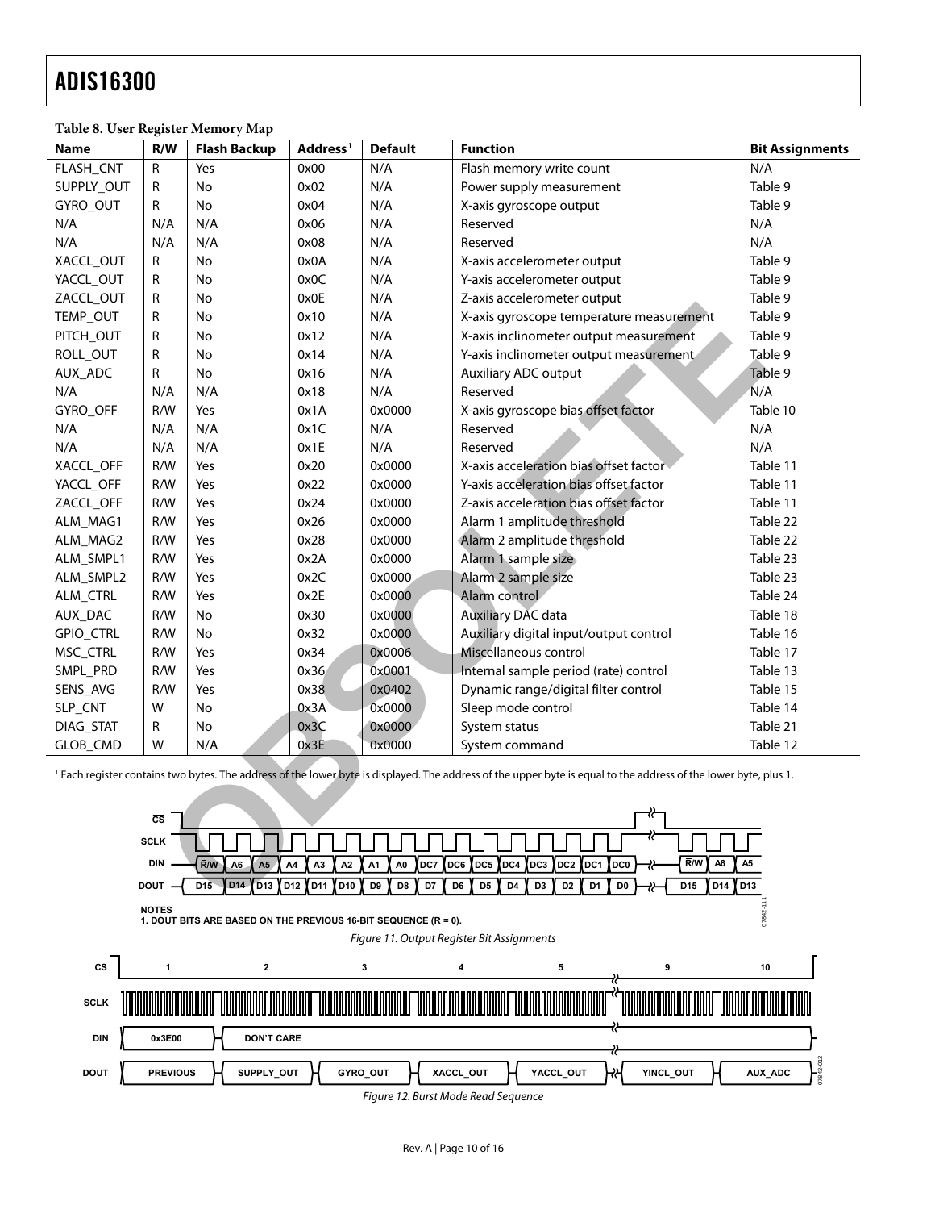**Table 8. User Register Memory Map**

| Name | R/W | Flash Backup | Address[1] | Default | Function | Bit Assignments |
|---|---|---|---|---|---|---|
| FLASH_CNT | R | Yes | 0x00 | N/A | Flash memory write count | N/A |
| SUPPLY_OUT | R | No | 0x02 | N/A | Power supply measurement | Table 9 |
| GYRO_OUT | R | No | 0x04 | N/A | X-axis gyroscope output | Table 9 |
| N/A | N/A | N/A | 0x06 | N/A | Reserved | N/A |
| N/A | N/A | N/A | 0x08 | N/A | Reserved | N/A |
| XACCL_OUT | R | No | 0x0A | N/A | X-axis accelerometer output | Table 9 |
| YACCL_OUT | R | No | 0x0C | N/A | Y-axis accelerometer output | Table 9 |
| ZACCL_OUT | R | No | 0x0E | N/A | Z-axis accelerometer output | Table 9 |
| TEMP_OUT | R | No | 0x10 | N/A | X-axis gyroscope temperature measurement | Table 9 |
| PITCH_OUT | R | No | 0x12 | N/A | X-axis inclinometer output measurement | Table 9 |
| ROLL_OUT | R | No | 0x14 | N/A | Y-axis inclinometer output measurement | Table 9 |
| AUX_ADC | R | No | 0x16 | N/A | Auxiliary ADC output | Table 9 |
| N/A | N/A | N/A | 0x18 | N/A | Reserved | N/A |
| GYRO_OFF | R/W | Yes | 0x1A | 0x0000 | X-axis gyroscope bias offset factor | Table 10 |
| N/A | N/A | N/A | 0x1C | N/A | Reserved | N/A |
| N/A | N/A | N/A | 0x1E | N/A | Reserved | N/A |
| XACCL_OFF | R/W | Yes | 0x20 | 0x0000 | X-axis acceleration bias offset factor | Table 11 |
| YACCL_OFF | R/W | Yes | 0x22 | 0x0000 | Y-axis acceleration bias offset factor | Table 11 |
| ZACCL_OFF | R/W | Yes | 0x24 | 0x0000 | Z-axis acceleration bias offset factor | Table 11 |
| ALM_MAG1 | R/W | Yes | 0x26 | 0x0000 | Alarm 1 amplitude threshold | Table 22 |
| ALM_MAG2 | R/W | Yes | 0x28 | 0x0000 | Alarm 2 amplitude threshold | Table 22 |
| ALM_SMPL1 | R/W | Yes | 0x2A | 0x0000 | Alarm 1 sample size | Table 23 |
| ALM_SMPL2 | R/W | Yes | 0x2C | 0x0000 | Alarm 2 sample size | Table 23 |
| ALM_CTRL | R/W | Yes | 0x2E | 0x0000 | Alarm control | Table 24 |
| AUX_DAC | R/W | No | 0x30 | 0x0000 | Auxiliary DAC data | Table 18 |
| GPIO_CTRL | R/W | No | 0x32 | 0x0000 | Auxiliary digital input/output control | Table 16 |
| MSC_CTRL | R/W | Yes | 0x34 | 0x0006 | Miscellaneous control | Table 17 |
| SMPL_PRD | R/W | Yes | 0x36 | 0x0001 | Internal sample period (rate) control | Table 13 |
| SENS_AVG | R/W | Yes | 0x38 | 0x0402 | Dynamic range/digital filter control | Table 15 |
| SLP_CNT | W | No | 0x3A | 0x0000 | Sleep mode control | Table 14 |
| DIAG_STAT | R | No | 0x3C | 0x0000 | System status | Table 21 |
| GLOB_CMD | W | N/A | 0x3E | 0x0000 | System command | Table 12 |

[1] Each register contains two bytes. The address of the lower byte is displayed. The address of the upper byte is equal to the address of the lower byte, plus 1.

Figure 11. Output Register Bit Assignments

Figure 12. Burst Mode Read Sequence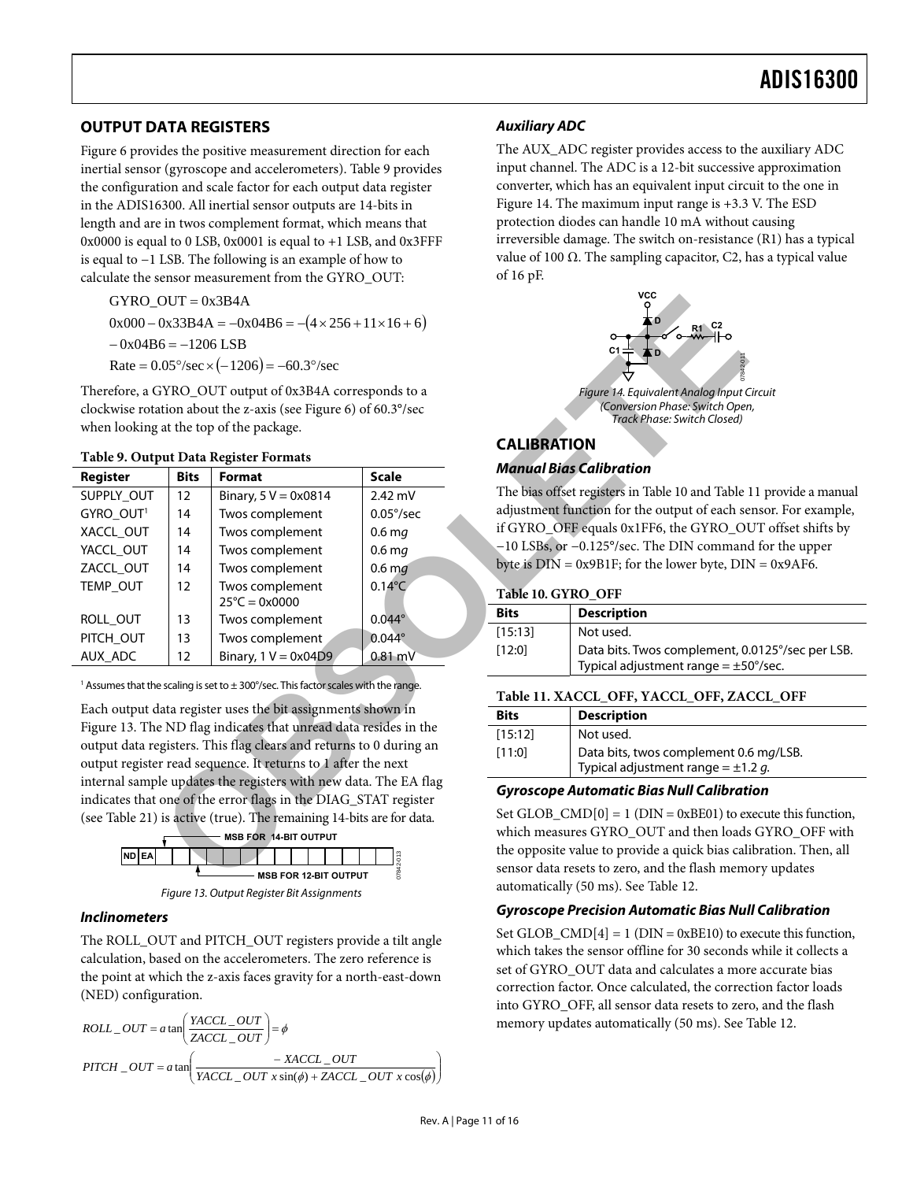## OUTPUT DATA REGISTERS

Figure 6 provides the positive measurement direction for each inertial sensor (gyroscope and accelerometers). Table 9 provides the configuration and scale factor for each output data register in the ADIS16300. All inertial sensor outputs are 14-bits in length and are in twos complement format, which means that 0x0000 is equal to 0 LSB, 0x0001 is equal to +1 LSB, and 0x3FFF is equal to −1 LSB. The following is an example of how to calculate the sensor measurement from the GYRO_OUT:

$$GYRO\_OUT = 0x3B4A$$

$$0x000 - 0x33B4A = -0x04B6 = -(4 \times 256 + 11 \times 16 + 6)$$

$$-0x04B6 = -1206 \text{ LSB}$$

$$Rate = 0.05°/sec \times (-1206) = -60.3°/sec$$

Therefore, a GYRO_OUT output of 0x3B4A corresponds to a clockwise rotation about the z-axis (see Figure 6) of 60.3°/sec when looking at the top of the package.

**Table 9. Output Data Register Formats**

| Register | Bits | Format | Scale |
|---|---|---|---|
| SUPPLY_OUT | 12 | Binary, 5 V = 0x0814 | 2.42 mV |
| GYRO_OUT[1] | 14 | Twos complement | 0.05°/sec |
| XACCL_OUT | 14 | Twos complement | 0.6 m*g* |
| YACCL_OUT | 14 | Twos complement | 0.6 m*g* |
| ZACCL_OUT | 14 | Twos complement | 0.6 m*g* |
| TEMP_OUT | 12 | Twos complement 25°C = 0x0000 | 0.14°C |
| ROLL_OUT | 13 | Twos complement | 0.044° |
| PITCH_OUT | 13 | Twos complement | 0.044° |
| AUX_ADC | 12 | Binary, 1 V = 0x04D9 | 0.81 mV |

[1] Assumes that the scaling is set to ± 300°/sec. This factor scales with the range.

Each output data register uses the bit assignments shown in Figure 13. The ND flag indicates that unread data resides in the output data registers. This flag clears and returns to 0 during an output register read sequence. It returns to 1 after the next internal sample updates the registers with new data. The EA flag indicates that one of the error flags in the DIAG_STAT register (see Table 21) is active (true). The remaining 14-bits are for data.

*Figure 13. Output Register Bit Assignments*

### Inclinometers

The ROLL_OUT and PITCH_OUT registers provide a tilt angle calculation, based on the accelerometers. The zero reference is the point at which the z-axis faces gravity for a north-east-down (NED) configuration.

$$ROLL\_OUT = a\tan\left(\frac{YACCL\_OUT}{ZACCL\_OUT}\right) = \phi$$

$$PITCH\_OUT = a\tan\left(\frac{-XACCL\_OUT}{YACCL\_OUT \ x \sin(\phi) + ZACCL\_OUT \ x \cos(\phi)}\right)$$

### Auxiliary ADC

The AUX_ADC register provides access to the auxiliary ADC input channel. The ADC is a 12-bit successive approximation converter, which has an equivalent input circuit to the one in Figure 14. The maximum input range is +3.3 V. The ESD protection diodes can handle 10 mA without causing irreversible damage. The switch on-resistance (R1) has a typical value of 100 Ω. The sampling capacitor, C2, has a typical value of 16 pF.

*Figure 14. Equivalent Analog Input Circuit (Conversion Phase: Switch Open, Track Phase: Switch Closed)*

## CALIBRATION

### Manual Bias Calibration

The bias offset registers in Table 10 and Table 11 provide a manual adjustment function for the output of each sensor. For example, if GYRO_OFF equals 0x1FF6, the GYRO_OUT offset shifts by −10 LSBs, or −0.125°/sec. The DIN command for the upper byte is DIN = 0x9B1F; for the lower byte, DIN = 0x9AF6.

**Table 10. GYRO_OFF**

| Bits | Description |
|---|---|
| [15:13] | Not used. |
| [12:0] | Data bits. Twos complement, 0.0125°/sec per LSB. Typical adjustment range = ±50°/sec. |

**Table 11. XACCL_OFF, YACCL_OFF, ZACCL_OFF**

| Bits | Description |
|---|---|
| [15:12] | Not used. |
| [11:0] | Data bits, twos complement 0.6 m*g*/LSB. Typical adjustment range = ±1.2 *g*. |

### Gyroscope Automatic Bias Null Calibration

Set GLOB_CMD[0] = 1 (DIN = 0xBE01) to execute this function, which measures GYRO_OUT and then loads GYRO_OFF with the opposite value to provide a quick bias calibration. Then, all sensor data resets to zero, and the flash memory updates automatically (50 ms). See Table 12.

### Gyroscope Precision Automatic Bias Null Calibration

Set GLOB_CMD[4] = 1 (DIN = 0xBE10) to execute this function, which takes the sensor offline for 30 seconds while it collects a set of GYRO_OUT data and calculates a more accurate bias correction factor. Once calculated, the correction factor loads into GYRO_OFF, all sensor data resets to zero, and the flash memory updates automatically (50 ms). See Table 12.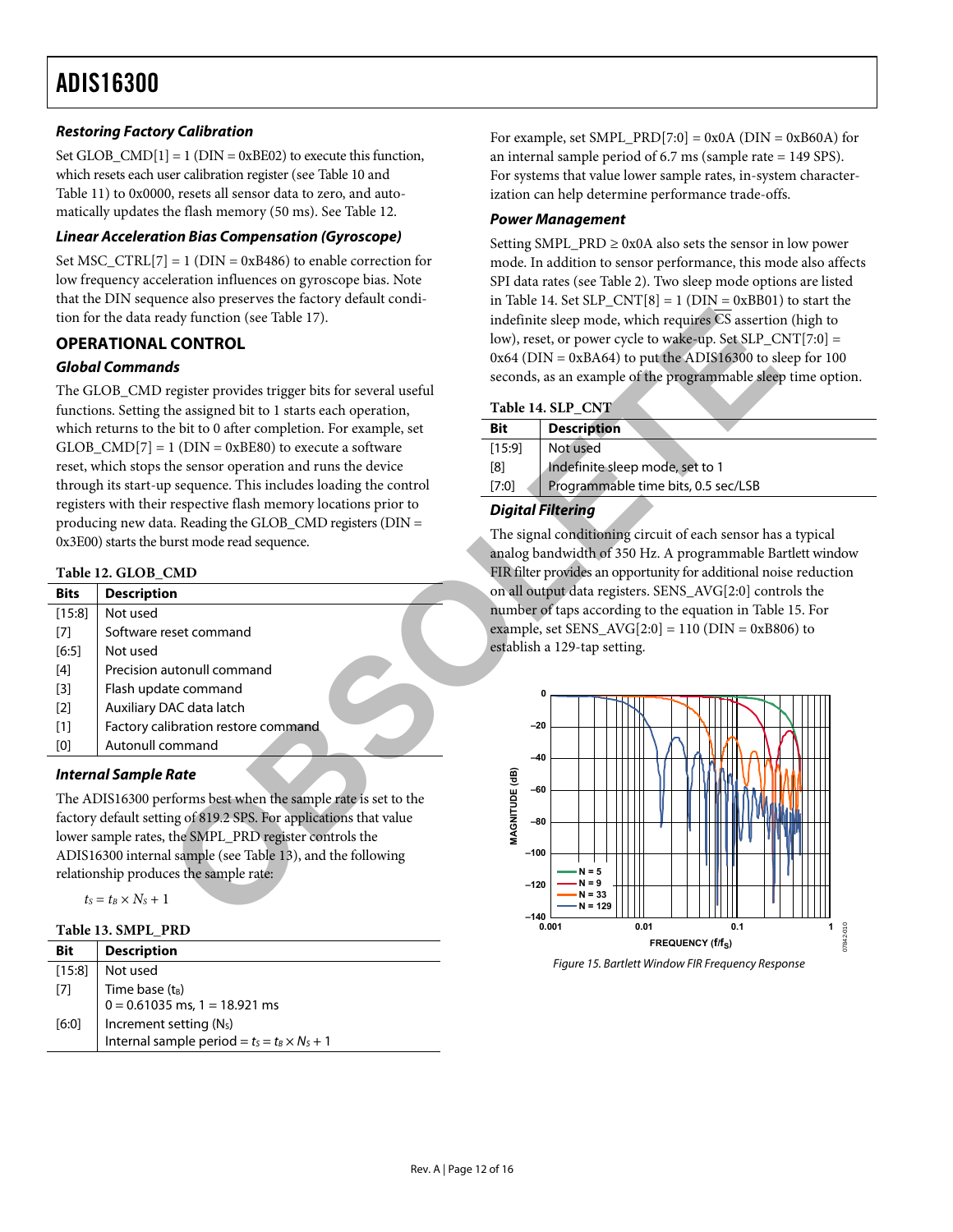### Restoring Factory Calibration

Set GLOB_CMD[1] = 1 (DIN = 0xBE02) to execute this function, which resets each user calibration register (see Table 10 and Table 11) to 0x0000, resets all sensor data to zero, and automatically updates the flash memory (50 ms). See Table 12.

### Linear Acceleration Bias Compensation (Gyroscope)

Set MSC_CTRL[7] = 1 (DIN = 0xB486) to enable correction for low frequency acceleration influences on gyroscope bias. Note that the DIN sequence also preserves the factory default condition for the data ready function (see Table 17).

## OPERATIONAL CONTROL

### Global Commands

The GLOB_CMD register provides trigger bits for several useful functions. Setting the assigned bit to 1 starts each operation, which returns to the bit to 0 after completion. For example, set GLOB_CMD[7] = 1 (DIN = 0xBE80) to execute a software reset, which stops the sensor operation and runs the device through its start-up sequence. This includes loading the control registers with their respective flash memory locations prior to producing new data. Reading the GLOB_CMD registers (DIN = 0x3E00) starts the burst mode read sequence.

**Table 12. GLOB_CMD**

| Bits | Description |
|---|---|
| [15:8] | Not used |
| [7] | Software reset command |
| [6:5] | Not used |
| [4] | Precision autonull command |
| [3] | Flash update command |
| [2] | Auxiliary DAC data latch |
| [1] | Factory calibration restore command |
| [0] | Autonull command |

### Internal Sample Rate

The ADIS16300 performs best when the sample rate is set to the factory default setting of 819.2 SPS. For applications that value lower sample rates, the SMPL_PRD register controls the ADIS16300 internal sample (see Table 13), and the following relationship produces the sample rate:

$t_S = t_B \times N_S + 1$

**Table 13. SMPL_PRD**

| Bit | Description |
|---|---|
| [15:8] | Not used |
| [7] | Time base ($t_B$)<br>0 = 0.61035 ms, 1 = 18.921 ms |
| [6:0] | Increment setting ($N_S$)<br>Internal sample period = $t_S = t_B \times N_S + 1$ |

For example, set SMPL_PRD[7:0] = 0x0A (DIN = 0xB60A) for an internal sample period of 6.7 ms (sample rate = 149 SPS). For systems that value lower sample rates, in-system characterization can help determine performance trade-offs.

### Power Management

Setting SMPL_PRD ≥ 0x0A also sets the sensor in low power mode. In addition to sensor performance, this mode also affects SPI data rates (see Table 2). Two sleep mode options are listed in Table 14. Set SLP_CNT[8] = 1 (DIN = 0xBB01) to start the indefinite sleep mode, which requires CS assertion (high to low), reset, or power cycle to wake-up. Set SLP_CNT[7:0] = 0x64 (DIN = 0xBA64) to put the ADIS16300 to sleep for 100 seconds, as an example of the programmable sleep time option.

**Table 14. SLP_CNT**

| Bit | Description |
|---|---|
| [15:9] | Not used |
| [8] | Indefinite sleep mode, set to 1 |
| [7:0] | Programmable time bits, 0.5 sec/LSB |

### Digital Filtering

The signal conditioning circuit of each sensor has a typical analog bandwidth of 350 Hz. A programmable Bartlett window FIR filter provides an opportunity for additional noise reduction on all output data registers. SENS_AVG[2:0] controls the number of taps according to the equation in Table 15. For example, set SENS_AVG[2:0] = 110 (DIN = 0xB806) to establish a 129-tap setting.

*Figure 15. Bartlett Window FIR Frequency Response*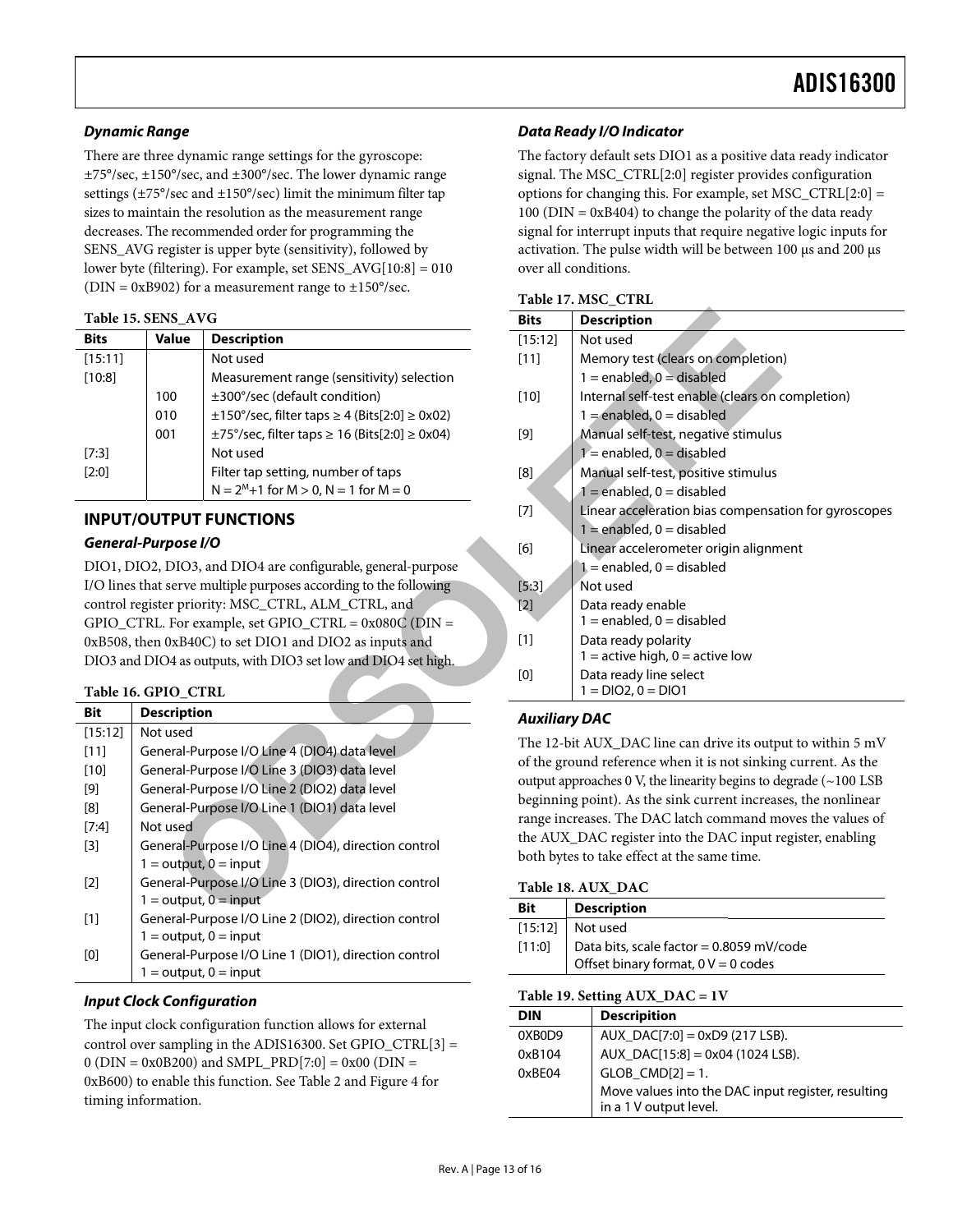### Dynamic Range

There are three dynamic range settings for the gyroscope: ±75°/sec, ±150°/sec, and ±300°/sec. The lower dynamic range settings (±75°/sec and ±150°/sec) limit the minimum filter tap sizes to maintain the resolution as the measurement range decreases. The recommended order for programming the SENS_AVG register is upper byte (sensitivity), followed by lower byte (filtering). For example, set SENS_AVG[10:8] = 010 (DIN = 0xB902) for a measurement range to ±150°/sec.

**Table 15. SENS_AVG**

| Bits | Value | Description |
|---|---|---|
| [15:11] | | Not used |
| [10:8] | | Measurement range (sensitivity) selection |
| | 100 | ±300°/sec (default condition) |
| | 010 | ±150°/sec, filter taps ≥ 4 (Bits[2:0] ≥ 0x02) |
| | 001 | ±75°/sec, filter taps ≥ 16 (Bits[2:0] ≥ 0x04) |
| [7:3] | | Not used |
| [2:0] | | Filter tap setting, number of taps $N = 2^M+1$ for $M > 0$, $N = 1$ for $M = 0$ |

## INPUT/OUTPUT FUNCTIONS

### General-Purpose I/O

DIO1, DIO2, DIO3, and DIO4 are configurable, general-purpose I/O lines that serve multiple purposes according to the following control register priority: MSC_CTRL, ALM_CTRL, and GPIO_CTRL. For example, set GPIO_CTRL = 0x080C (DIN = 0xB508, then 0xB40C) to set DIO1 and DIO2 as inputs and DIO3 and DIO4 as outputs, with DIO3 set low and DIO4 set high.

**Table 16. GPIO_CTRL**

| Bit | Description |
|---|---|
| [15:12] | Not used |
| [11] | General-Purpose I/O Line 4 (DIO4) data level |
| [10] | General-Purpose I/O Line 3 (DIO3) data level |
| [9] | General-Purpose I/O Line 2 (DIO2) data level |
| [8] | General-Purpose I/O Line 1 (DIO1) data level |
| [7:4] | Not used |
| [3] | General-Purpose I/O Line 4 (DIO4), direction control 1 = output, 0 = input |
| [2] | General-Purpose I/O Line 3 (DIO3), direction control 1 = output, 0 = input |
| [1] | General-Purpose I/O Line 2 (DIO2), direction control 1 = output, 0 = input |
| [0] | General-Purpose I/O Line 1 (DIO1), direction control 1 = output, 0 = input |

### Input Clock Configuration

The input clock configuration function allows for external control over sampling in the ADIS16300. Set GPIO_CTRL[3] = 0 (DIN = 0x0B200) and SMPL_PRD[7:0] = 0x00 (DIN = 0xB600) to enable this function. See Table 2 and Figure 4 for timing information.

### Data Ready I/O Indicator

The factory default sets DIO1 as a positive data ready indicator signal. The MSC_CTRL[2:0] register provides configuration options for changing this. For example, set MSC_CTRL[2:0] = 100 (DIN = 0xB404) to change the polarity of the data ready signal for interrupt inputs that require negative logic inputs for activation. The pulse width will be between 100 μs and 200 μs over all conditions.

**Table 17. MSC_CTRL**

| Bits | Description |
|---|---|
| [15:12] | Not used |
| [11] | Memory test (clears on completion) 1 = enabled, 0 = disabled |
| [10] | Internal self-test enable (clears on completion) 1 = enabled, 0 = disabled |
| [9] | Manual self-test, negative stimulus 1 = enabled, 0 = disabled |
| [8] | Manual self-test, positive stimulus 1 = enabled, 0 = disabled |
| [7] | Linear acceleration bias compensation for gyroscopes 1 = enabled, 0 = disabled |
| [6] | Linear accelerometer origin alignment 1 = enabled, 0 = disabled |
| [5:3] | Not used |
| [2] | Data ready enable 1 = enabled, 0 = disabled |
| [1] | Data ready polarity 1 = active high, 0 = active low |
| [0] | Data ready line select 1 = DIO2, 0 = DIO1 |

### Auxiliary DAC

The 12-bit AUX_DAC line can drive its output to within 5 mV of the ground reference when it is not sinking current. As the output approaches 0 V, the linearity begins to degrade (~100 LSB beginning point). As the sink current increases, the nonlinear range increases. The DAC latch command moves the values of the AUX_DAC register into the DAC input register, enabling both bytes to take effect at the same time.

**Table 18. AUX_DAC**

| Bit | Description |
|---|---|
| [15:12] | Not used |
| [11:0] | Data bits, scale factor = 0.8059 mV/code Offset binary format, 0 V = 0 codes |

**Table 19. Setting AUX_DAC = 1V**

| DIN | Descripition |
|---|---|
| 0XB0D9 | AUX_DAC[7:0] = 0xD9 (217 LSB). |
| 0xB104 | AUX_DAC[15:8] = 0x04 (1024 LSB). |
| 0xBE04 | GLOB_CMD[2] = 1. |
| | Move values into the DAC input register, resulting in a 1 V output level. |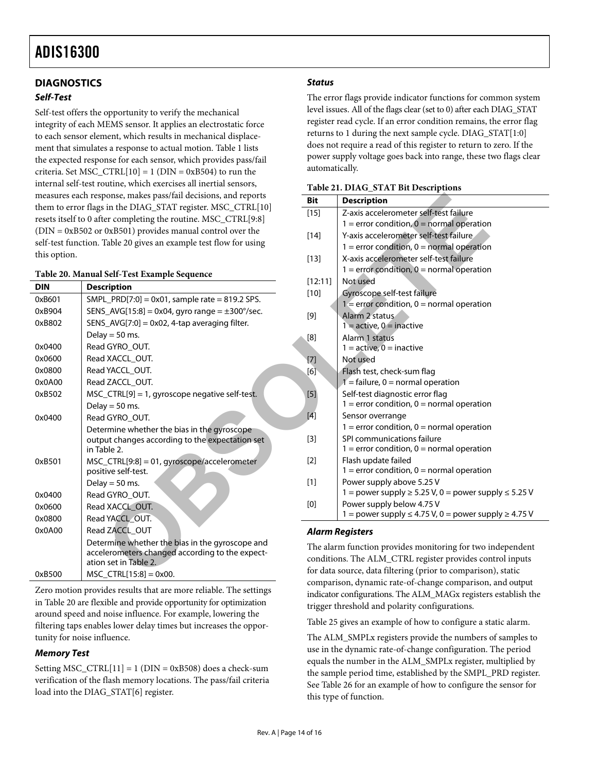## DIAGNOSTICS

### *Self-Test*

Self-test offers the opportunity to verify the mechanical integrity of each MEMS sensor. It applies an electrostatic force to each sensor element, which results in mechanical displacement that simulates a response to actual motion. Table 1 lists the expected response for each sensor, which provides pass/fail criteria. Set MSC_CTRL[10] = 1 (DIN = 0xB504) to run the internal self-test routine, which exercises all inertial sensors, measures each response, makes pass/fail decisions, and reports them to error flags in the DIAG_STAT register. MSC_CTRL[10] resets itself to 0 after completing the routine. MSC_CTRL[9:8] (DIN = 0xB502 or 0xB501) provides manual control over the self-test function. Table 20 gives an example test flow for using this option.

**Table 20. Manual Self-Test Example Sequence**

| DIN | Description |
|---|---|
| 0xB601 | SMPL_PRD[7:0] = 0x01, sample rate = 819.2 SPS. |
| 0xB904 | SENS_AVG[15:8] = 0x04, gyro range = ±300°/sec. |
| 0xB802 | SENS_AVG[7:0] = 0x02, 4-tap averaging filter. |
| | Delay = 50 ms. |
| 0x0400 | Read GYRO_OUT. |
| 0x0600 | Read XACCL_OUT. |
| 0x0800 | Read YACCL_OUT. |
| 0x0A00 | Read ZACCL_OUT. |
| 0xB502 | MSC_CTRL[9] = 1, gyroscope negative self-test. |
| | Delay = 50 ms. |
| 0x0400 | Read GYRO_OUT. |
| | Determine whether the bias in the gyroscope output changes according to the expectation set in Table 2. |
| 0xB501 | MSC_CTRL[9:8] = 01, gyroscope/accelerometer positive self-test. |
| | Delay = 50 ms. |
| 0x0400 | Read GYRO_OUT. |
| 0x0600 | Read XACCL_OUT. |
| 0x0800 | Read YACCL_OUT. |
| 0x0A00 | Read ZACCL_OUT |
| | Determine whether the bias in the gyroscope and accelerometers changed according to the expectation set in Table 2. |
| 0xB500 | MSC_CTRL[15:8] = 0x00. |

Zero motion provides results that are more reliable. The settings in Table 20 are flexible and provide opportunity for optimization around speed and noise influence. For example, lowering the filtering taps enables lower delay times but increases the opportunity for noise influence.

### *Memory Test*

Setting MSC_CTRL[11] = 1 (DIN = 0xB508) does a check-sum verification of the flash memory locations. The pass/fail criteria load into the DIAG_STAT[6] register.

### *Status*

The error flags provide indicator functions for common system level issues. All of the flags clear (set to 0) after each DIAG_STAT register read cycle. If an error condition remains, the error flag returns to 1 during the next sample cycle. DIAG_STAT[1:0] does not require a read of this register to return to zero. If the power supply voltage goes back into range, these two flags clear automatically.

**Table 21. DIAG_STAT Bit Descriptions**

| Bit | Description |
|---|---|
| [15] | Z-axis accelerometer self-test failure<br>1 = error condition, 0 = normal operation |
| [14] | Y-axis accelerometer self-test failure<br>1 = error condition, 0 = normal operation |
| [13] | X-axis accelerometer self-test failure<br>1 = error condition, 0 = normal operation |
| [12:11] | Not used |
| [10] | Gyroscope self-test failure<br>1 = error condition, 0 = normal operation |
| [9] | Alarm 2 status<br>1 = active, 0 = inactive |
| [8] | Alarm 1 status<br>1 = active, 0 = inactive |
| [7] | Not used |
| [6] | Flash test, check-sum flag<br>1 = failure, 0 = normal operation |
| [5] | Self-test diagnostic error flag<br>1 = error condition, 0 = normal operation |
| [4] | Sensor overrange<br>1 = error condition, 0 = normal operation |
| [3] | SPI communications failure<br>1 = error condition, 0 = normal operation |
| [2] | Flash update failed<br>1 = error condition, 0 = normal operation |
| [1] | Power supply above 5.25 V<br>1 = power supply ≥ 5.25 V, 0 = power supply ≤ 5.25 V |
| [0] | Power supply below 4.75 V<br>1 = power supply ≤ 4.75 V, 0 = power supply ≥ 4.75 V |

### *Alarm Registers*

The alarm function provides monitoring for two independent conditions. The ALM_CTRL register provides control inputs for data source, data filtering (prior to comparison), static comparison, dynamic rate-of-change comparison, and output indicator configurations. The ALM_MAGx registers establish the trigger threshold and polarity configurations.

Table 25 gives an example of how to configure a static alarm.

The ALM_SMPLx registers provide the numbers of samples to use in the dynamic rate-of-change configuration. The period equals the number in the ALM_SMPLx register, multiplied by the sample period time, established by the SMPL_PRD register. See Table 26 for an example of how to configure the sensor for this type of function.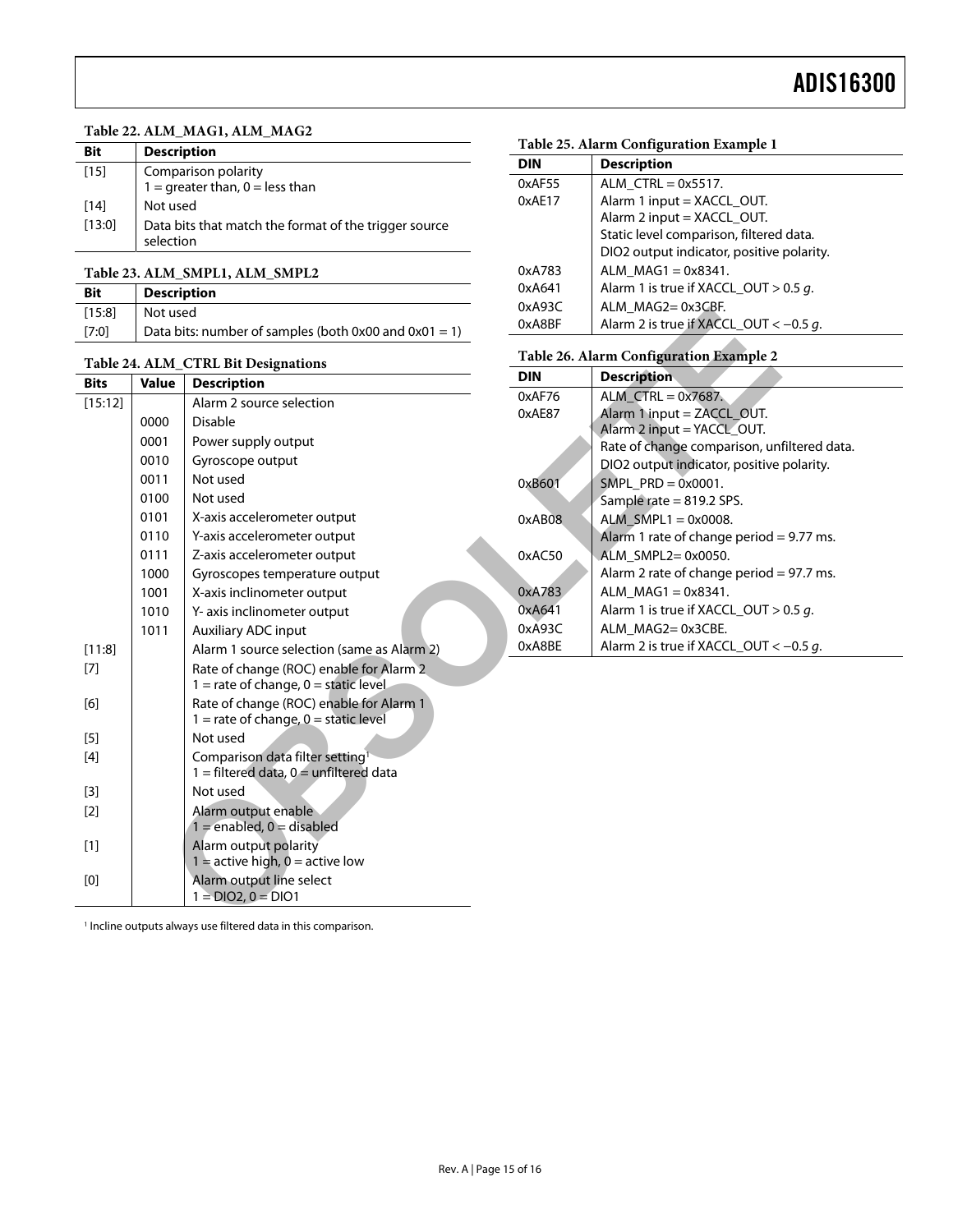**Table 22. ALM_MAG1, ALM_MAG2**

| Bit | Description |
|---|---|
| [15] | Comparison polarity<br>1 = greater than, 0 = less than |
| [14] | Not used |
| [13:0] | Data bits that match the format of the trigger source selection |

**Table 23. ALM_SMPL1, ALM_SMPL2**

| Bit | Description |
|---|---|
| [15:8] | Not used |
| [7:0] | Data bits: number of samples (both 0x00 and 0x01 = 1) |

**Table 24. ALM_CTRL Bit Designations**

| Bits | Value | Description |
|---|---|---|
| [15:12] | | Alarm 2 source selection |
| | 0000 | Disable |
| | 0001 | Power supply output |
| | 0010 | Gyroscope output |
| | 0011 | Not used |
| | 0100 | Not used |
| | 0101 | X-axis accelerometer output |
| | 0110 | Y-axis accelerometer output |
| | 0111 | Z-axis accelerometer output |
| | 1000 | Gyroscopes temperature output |
| | 1001 | X-axis inclinometer output |
| | 1010 | Y- axis inclinometer output |
| | 1011 | Auxiliary ADC input |
| [11:8] | | Alarm 1 source selection (same as Alarm 2) |
| [7] | | Rate of change (ROC) enable for Alarm 2<br>1 = rate of change, 0 = static level |
| [6] | | Rate of change (ROC) enable for Alarm 1<br>1 = rate of change, 0 = static level |
| [5] | | Not used |
| [4] | | Comparison data filter setting[1]<br>1 = filtered data, 0 = unfiltered data |
| [3] | | Not used |
| [2] | | Alarm output enable<br>1 = enabled, 0 = disabled |
| [1] | | Alarm output polarity<br>1 = active high, 0 = active low |
| [0] | | Alarm output line select<br>1 = DIO2, 0 = DIO1 |

[1] Incline outputs always use filtered data in this comparison.

**Table 25. Alarm Configuration Example 1**

| DIN | Description |
|---|---|
| 0xAF55<br>0xAE17 | ALM_CTRL = 0x5517.<br>Alarm 1 input = XACCL_OUT.<br>Alarm 2 input = XACCL_OUT.<br>Static level comparison, filtered data.<br>DIO2 output indicator, positive polarity. |
| 0xA783<br>0xA641 | ALM_MAG1 = 0x8341.<br>Alarm 1 is true if XACCL_OUT > 0.5 *g*. |
| 0xA93C<br>0xA8BF | ALM_MAG2= 0x3CBF.<br>Alarm 2 is true if XACCL_OUT < −0.5 *g*. |

**Table 26. Alarm Configuration Example 2**

| DIN | Description |
|---|---|
| 0xAF76<br>0xAE87 | ALM_CTRL = 0x7687.<br>Alarm 1 input = ZACCL_OUT.<br>Alarm 2 input = YACCL_OUT.<br>Rate of change comparison, unfiltered data.<br>DIO2 output indicator, positive polarity. |
| 0xB601 | SMPL_PRD = 0x0001.<br>Sample rate = 819.2 SPS. |
| 0xAB08 | ALM_SMPL1 = 0x0008.<br>Alarm 1 rate of change period = 9.77 ms. |
| 0xAC50 | ALM_SMPL2= 0x0050.<br>Alarm 2 rate of change period = 97.7 ms. |
| 0xA783<br>0xA641 | ALM_MAG1 = 0x8341.<br>Alarm 1 is true if XACCL_OUT > 0.5 *g*. |
| 0xA93C<br>0xA8BE | ALM_MAG2= 0x3CBE.<br>Alarm 2 is true if XACCL_OUT < −0.5 *g*. |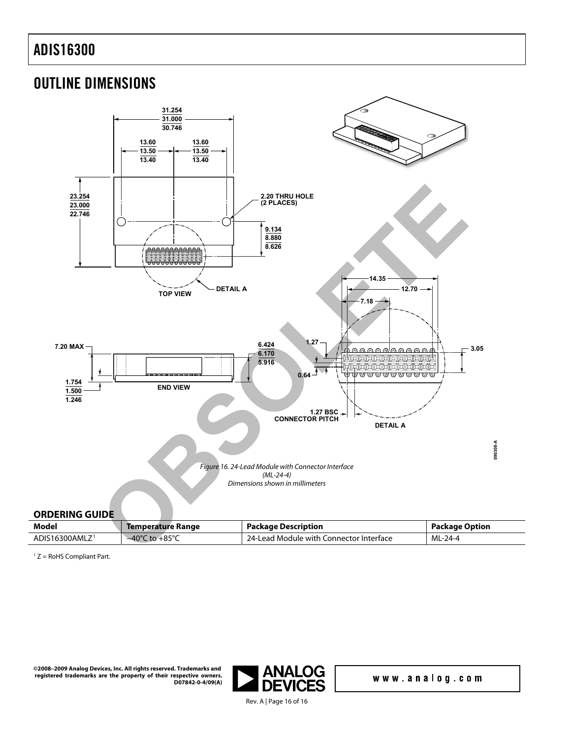## OUTLINE DIMENSIONS

31.254
31.000
30.746

13.60
13.50
13.40

13.60
13.50
13.40

23.254
23.000
22.746

2.20 THRU HOLE
(2 PLACES)

9.134
8.880
8.626

TOP VIEW

DETAIL A

14.35
12.70
7.18

7.20 MAX

6.424
6.170
5.916

1.27

3.05

0.64

1.754
1.500
1.246

END VIEW

1.27 BSC
CONNECTOR PITCH

DETAIL A

090308-A

*Figure 16. 24-Lead Module with Connector Interface*
*(ML-24-4)*
*Dimensions shown in millimeters*

### ORDERING GUIDE

| Model | Temperature Range | Package Description | Package Option |
|---|---|---|---|
| ADIS16300AMLZ[1] | −40°C to +85°C | 24-Lead Module with Connector Interface | ML-24-4 |

[1] Z = RoHS Compliant Part.

©2008–2009 Analog Devices, Inc. All rights reserved. Trademarks and registered trademarks are the property of their respective owners.
D07842-0-4/09(A)